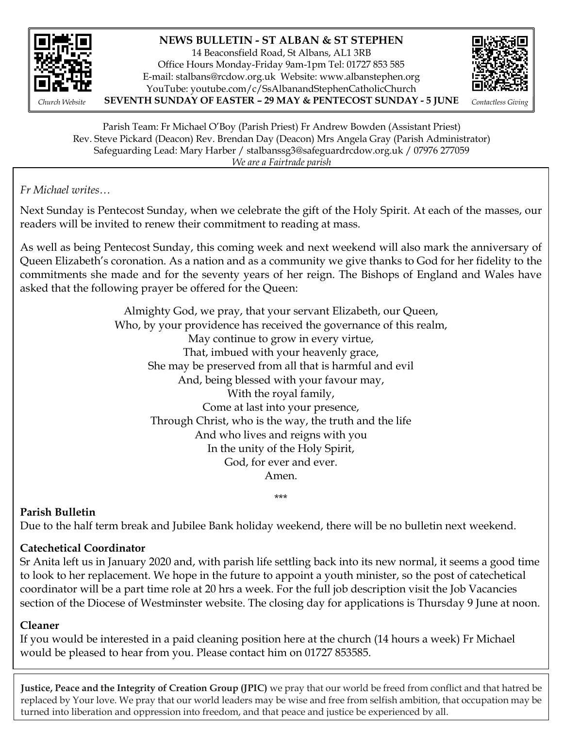# NEWS BULLETIN - ST ALBAN & ST STEPHEN

14 Beaconsfield Road, St Albans, AL1 3RB
Office Hours Monday-Friday 9am-1pm Tel: 01727 853 585
E-mail: stalbans@rcdow.org.uk Website: www.albanstephen.org
YouTube: youtube.com/c/SsAlbanandStephenCatholicChurch

*Church Website*

**SEVENTH SUNDAY OF EASTER – 29 MAY & PENTECOST SUNDAY - 5 JUNE**

*Contactless Giving*

Parish Team: Fr Michael O'Boy (Parish Priest) Fr Andrew Bowden (Assistant Priest)
Rev. Steve Pickard (Deacon) Rev. Brendan Day (Deacon) Mrs Angela Gray (Parish Administrator)
Safeguarding Lead: Mary Harber / stalbanssg3@safeguardrcdow.org.uk / 07976 277059
*We are a Fairtrade parish*

*Fr Michael writes…*

Next Sunday is Pentecost Sunday, when we celebrate the gift of the Holy Spirit. At each of the masses, our readers will be invited to renew their commitment to reading at mass.

As well as being Pentecost Sunday, this coming week and next weekend will also mark the anniversary of Queen Elizabeth's coronation. As a nation and as a community we give thanks to God for her fidelity to the commitments she made and for the seventy years of her reign. The Bishops of England and Wales have asked that the following prayer be offered for the Queen:

Almighty God, we pray, that your servant Elizabeth, our Queen,
Who, by your providence has received the governance of this realm,
May continue to grow in every virtue,
That, imbued with your heavenly grace,
She may be preserved from all that is harmful and evil
And, being blessed with your favour may,
With the royal family,
Come at last into your presence,
Through Christ, who is the way, the truth and the life
And who lives and reigns with you
In the unity of the Holy Spirit,
God, for ever and ever.
Amen.

\*\*\*

**Parish Bulletin**

Due to the half term break and Jubilee Bank holiday weekend, there will be no bulletin next weekend.

**Catechetical Coordinator**

Sr Anita left us in January 2020 and, with parish life settling back into its new normal, it seems a good time to look to her replacement. We hope in the future to appoint a youth minister, so the post of catechetical coordinator will be a part time role at 20 hrs a week. For the full job description visit the Job Vacancies section of the Diocese of Westminster website. The closing day for applications is Thursday 9 June at noon.

**Cleaner**

If you would be interested in a paid cleaning position here at the church (14 hours a week) Fr Michael would be pleased to hear from you. Please contact him on 01727 853585.

**Justice, Peace and the Integrity of Creation Group (JPIC)** we pray that our world be freed from conflict and that hatred be replaced by Your love. We pray that our world leaders may be wise and free from selfish ambition, that occupation may be turned into liberation and oppression into freedom, and that peace and justice be experienced by all.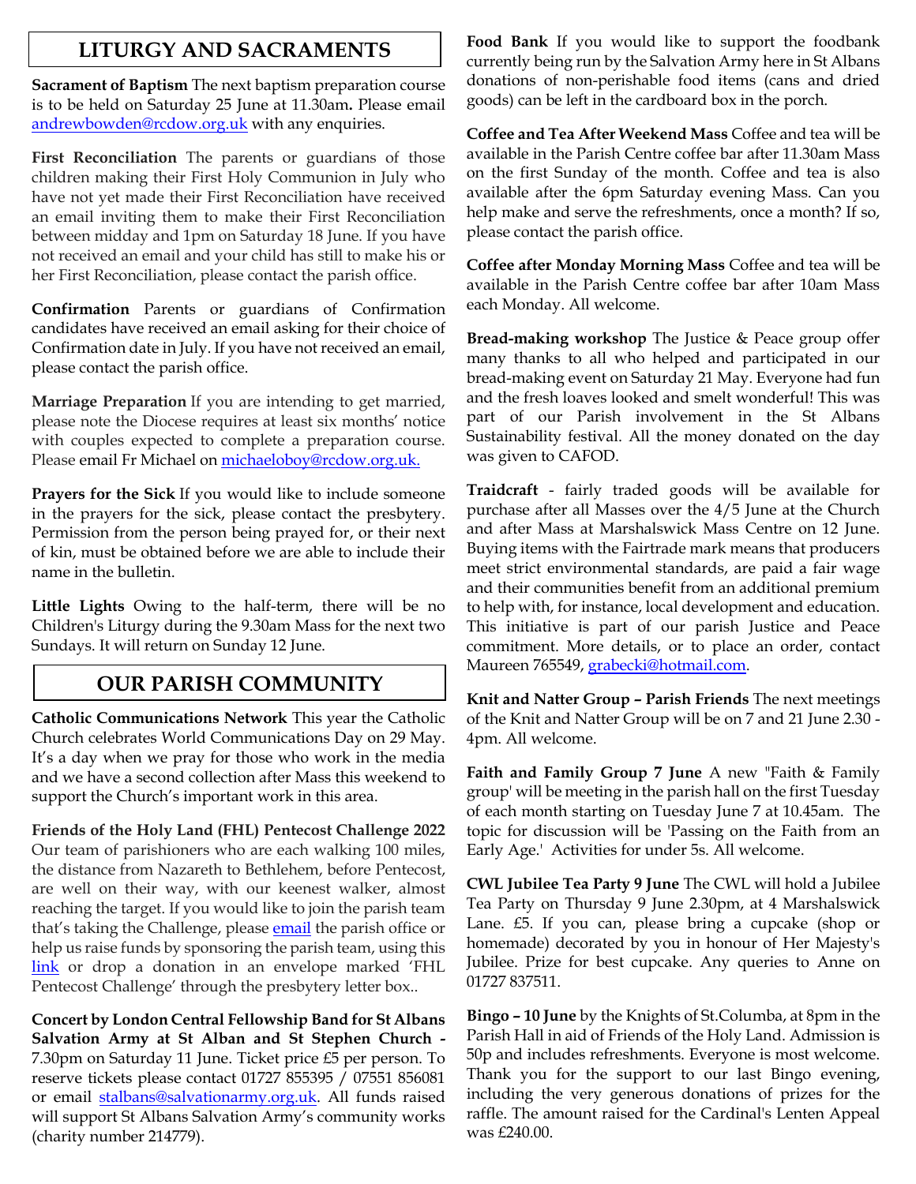## LITURGY AND SACRAMENTS

**Sacrament of Baptism** The next baptism preparation course is to be held on Saturday 25 June at 11.30am**.** Please email andrewbowden@rcdow.org.uk with any enquiries.

**First Reconciliation** The parents or guardians of those children making their First Holy Communion in July who have not yet made their First Reconciliation have received an email inviting them to make their First Reconciliation between midday and 1pm on Saturday 18 June. If you have not received an email and your child has still to make his or her First Reconciliation, please contact the parish office.

**Confirmation** Parents or guardians of Confirmation candidates have received an email asking for their choice of Confirmation date in July. If you have not received an email, please contact the parish office.

**Marriage Preparation** If you are intending to get married, please note the Diocese requires at least six months' notice with couples expected to complete a preparation course. Please email Fr Michael on michaeloboy@rcdow.org.uk.

**Prayers for the Sick** If you would like to include someone in the prayers for the sick, please contact the presbytery. Permission from the person being prayed for, or their next of kin, must be obtained before we are able to include their name in the bulletin.

**Little Lights** Owing to the half-term, there will be no Children's Liturgy during the 9.30am Mass for the next two Sundays. It will return on Sunday 12 June.

## OUR PARISH COMMUNITY

**Catholic Communications Network** This year the Catholic Church celebrates World Communications Day on 29 May. It's a day when we pray for those who work in the media and we have a second collection after Mass this weekend to support the Church's important work in this area.

**Friends of the Holy Land (FHL) Pentecost Challenge 2022** Our team of parishioners who are each walking 100 miles, the distance from Nazareth to Bethlehem, before Pentecost, are well on their way, with our keenest walker, almost reaching the target. If you would like to join the parish team that's taking the Challenge, please email the parish office or help us raise funds by sponsoring the parish team, using this link or drop a donation in an envelope marked 'FHL Pentecost Challenge' through the presbytery letter box..

**Concert by London Central Fellowship Band for St Albans Salvation Army at St Alban and St Stephen Church -** 7.30pm on Saturday 11 June. Ticket price £5 per person. To reserve tickets please contact 01727 855395 / 07551 856081 or email stalbans@salvationarmy.org.uk. All funds raised will support St Albans Salvation Army's community works (charity number 214779).

**Food Bank** If you would like to support the foodbank currently being run by the Salvation Army here in St Albans donations of non-perishable food items (cans and dried goods) can be left in the cardboard box in the porch.

**Coffee and Tea After Weekend Mass** Coffee and tea will be available in the Parish Centre coffee bar after 11.30am Mass on the first Sunday of the month. Coffee and tea is also available after the 6pm Saturday evening Mass. Can you help make and serve the refreshments, once a month? If so, please contact the parish office.

**Coffee after Monday Morning Mass** Coffee and tea will be available in the Parish Centre coffee bar after 10am Mass each Monday. All welcome.

**Bread-making workshop** The Justice & Peace group offer many thanks to all who helped and participated in our bread-making event on Saturday 21 May. Everyone had fun and the fresh loaves looked and smelt wonderful! This was part of our Parish involvement in the St Albans Sustainability festival. All the money donated on the day was given to CAFOD.

**Traidcraft** - fairly traded goods will be available for purchase after all Masses over the 4/5 June at the Church and after Mass at Marshalswick Mass Centre on 12 June. Buying items with the Fairtrade mark means that producers meet strict environmental standards, are paid a fair wage and their communities benefit from an additional premium to help with, for instance, local development and education. This initiative is part of our parish Justice and Peace commitment. More details, or to place an order, contact Maureen 765549, grabecki@hotmail.com.

**Knit and Natter Group – Parish Friends** The next meetings of the Knit and Natter Group will be on 7 and 21 June 2.30 - 4pm. All welcome.

**Faith and Family Group 7 June** A new "Faith & Family group' will be meeting in the parish hall on the first Tuesday of each month starting on Tuesday June 7 at 10.45am. The topic for discussion will be 'Passing on the Faith from an Early Age.' Activities for under 5s. All welcome.

**CWL Jubilee Tea Party 9 June** The CWL will hold a Jubilee Tea Party on Thursday 9 June 2.30pm, at 4 Marshalswick Lane. £5. If you can, please bring a cupcake (shop or homemade) decorated by you in honour of Her Majesty's Jubilee. Prize for best cupcake. Any queries to Anne on 01727 837511.

**Bingo – 10 June** by the Knights of St.Columba, at 8pm in the Parish Hall in aid of Friends of the Holy Land. Admission is 50p and includes refreshments. Everyone is most welcome. Thank you for the support to our last Bingo evening, including the very generous donations of prizes for the raffle. The amount raised for the Cardinal's Lenten Appeal was £240.00.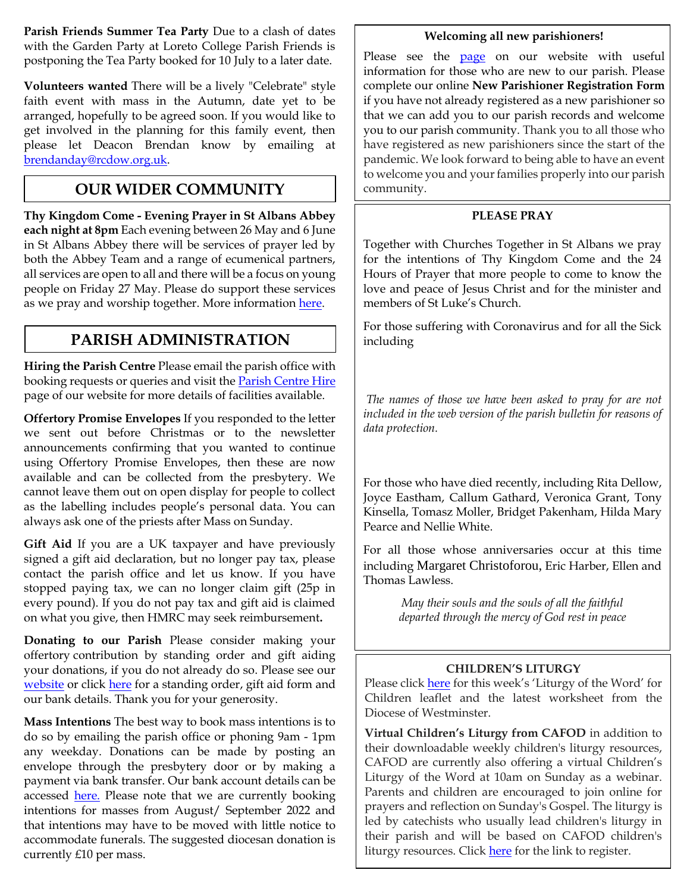**Parish Friends Summer Tea Party** Due to a clash of dates with the Garden Party at Loreto College Parish Friends is postponing the Tea Party booked for 10 July to a later date.

**Volunteers wanted** There will be a lively "Celebrate" style faith event with mass in the Autumn, date yet to be arranged, hopefully to be agreed soon. If you would like to get involved in the planning for this family event, then please let Deacon Brendan know by emailing at brendanday@rcdow.org.uk.

## OUR WIDER COMMUNITY

**Thy Kingdom Come - Evening Prayer in St Albans Abbey each night at 8pm** Each evening between 26 May and 6 June in St Albans Abbey there will be services of prayer led by both the Abbey Team and a range of ecumenical partners, all services are open to all and there will be a focus on young people on Friday 27 May. Please do support these services as we pray and worship together. More information here.

## PARISH ADMINISTRATION

**Hiring the Parish Centre** Please email the parish office with booking requests or queries and visit the Parish Centre Hire page of our website for more details of facilities available.

**Offertory Promise Envelopes** If you responded to the letter we sent out before Christmas or to the newsletter announcements confirming that you wanted to continue using Offertory Promise Envelopes, then these are now available and can be collected from the presbytery. We cannot leave them out on open display for people to collect as the labelling includes people's personal data. You can always ask one of the priests after Mass on Sunday.

**Gift Aid** If you are a UK taxpayer and have previously signed a gift aid declaration, but no longer pay tax, please contact the parish office and let us know. If you have stopped paying tax, we can no longer claim gift (25p in every pound). If you do not pay tax and gift aid is claimed on what you give, then HMRC may seek reimbursement**.**

**Donating to our Parish** Please consider making your offertory contribution by standing order and gift aiding your donations, if you do not already do so. Please see our website or click here for a standing order, gift aid form and our bank details. Thank you for your generosity.

**Mass Intentions** The best way to book mass intentions is to do so by emailing the parish office or phoning 9am - 1pm any weekday. Donations can be made by posting an envelope through the presbytery door or by making a payment via bank transfer. Our bank account details can be accessed here. Please note that we are currently booking intentions for masses from August/ September 2022 and that intentions may have to be moved with little notice to accommodate funerals. The suggested diocesan donation is currently £10 per mass.

### Welcoming all new parishioners!

Please see the page on our website with useful information for those who are new to our parish. Please complete our online **New Parishioner Registration Form** if you have not already registered as a new parishioner so that we can add you to our parish records and welcome you to our parish community. Thank you to all those who have registered as new parishioners since the start of the pandemic. We look forward to being able to have an event to welcome you and your families properly into our parish community.

### PLEASE PRAY

Together with Churches Together in St Albans we pray for the intentions of Thy Kingdom Come and the 24 Hours of Prayer that more people to come to know the love and peace of Jesus Christ and for the minister and members of St Luke's Church.

For those suffering with Coronavirus and for all the Sick including

*The names of those we have been asked to pray for are not included in the web version of the parish bulletin for reasons of data protection.*

For those who have died recently, including Rita Dellow, Joyce Eastham, Callum Gathard, Veronica Grant, Tony Kinsella, Tomasz Moller, Bridget Pakenham, Hilda Mary Pearce and Nellie White.

For all those whose anniversaries occur at this time including Margaret Christoforou, Eric Harber, Ellen and Thomas Lawless.

*May their souls and the souls of all the faithful departed through the mercy of God rest in peace*

### CHILDREN'S LITURGY

Please click here for this week's 'Liturgy of the Word' for Children leaflet and the latest worksheet from the Diocese of Westminster.

**Virtual Children's Liturgy from CAFOD** in addition to their downloadable weekly children's liturgy resources, CAFOD are currently also offering a virtual Children's Liturgy of the Word at 10am on Sunday as a webinar. Parents and children are encouraged to join online for prayers and reflection on Sunday's Gospel. The liturgy is led by catechists who usually lead children's liturgy in their parish and will be based on CAFOD children's liturgy resources. Click here for the link to register.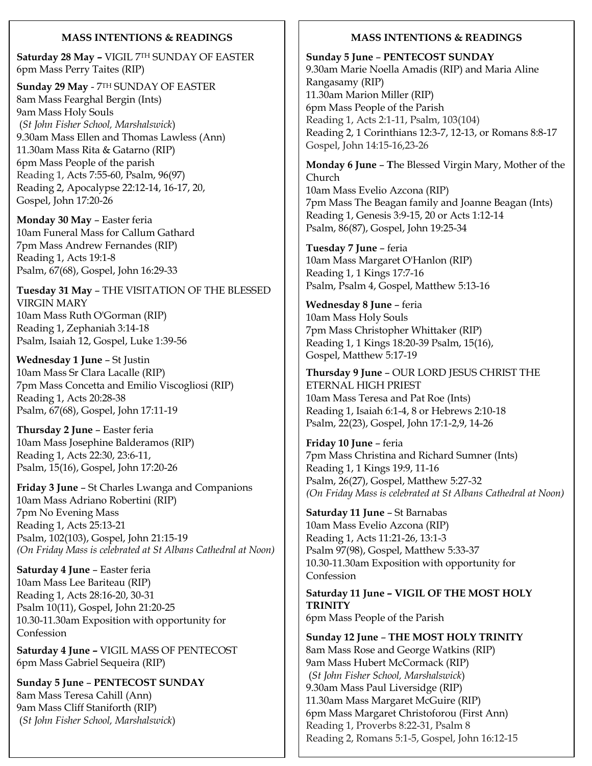## MASS INTENTIONS & READINGS

**Saturday 28 May –** VIGIL 7TH SUNDAY OF EASTER
6pm Mass Perry Taites (RIP)

**Sunday 29 May** - 7TH SUNDAY OF EASTER
8am Mass Fearghal Bergin (Ints)
9am Mass Holy Souls
(*St John Fisher School, Marshalswick*)
9.30am Mass Ellen and Thomas Lawless (Ann)
11.30am Mass Rita & Gatarno (RIP)
6pm Mass People of the parish
Reading 1, Acts 7:55-60, Psalm, 96(97)
Reading 2, Apocalypse 22:12-14, 16-17, 20,
Gospel, John 17:20-26

**Monday 30 May** – Easter feria
10am Funeral Mass for Callum Gathard
7pm Mass Andrew Fernandes (RIP)
Reading 1, Acts 19:1-8
Psalm, 67(68), Gospel, John 16:29-33

**Tuesday 31 May** – THE VISITATION OF THE BLESSED VIRGIN MARY
10am Mass Ruth O'Gorman (RIP)
Reading 1, Zephaniah 3:14-18
Psalm, Isaiah 12, Gospel, Luke 1:39-56

**Wednesday 1 June** – St Justin
10am Mass Sr Clara Lacalle (RIP)
7pm Mass Concetta and Emilio Viscogliosi (RIP)
Reading 1, Acts 20:28-38
Psalm, 67(68), Gospel, John 17:11-19

**Thursday 2 June** – Easter feria
10am Mass Josephine Balderamos (RIP)
Reading 1, Acts 22:30, 23:6-11,
Psalm, 15(16), Gospel, John 17:20-26

**Friday 3 June** – St Charles Lwanga and Companions
10am Mass Adriano Robertini (RIP)
7pm No Evening Mass
Reading 1, Acts 25:13-21
Psalm, 102(103), Gospel, John 21:15-19
*(On Friday Mass is celebrated at St Albans Cathedral at Noon)*

**Saturday 4 June** – Easter feria
10am Mass Lee Bariteau (RIP)
Reading 1, Acts 28:16-20, 30-31
Psalm 10(11), Gospel, John 21:20-25
10.30-11.30am Exposition with opportunity for Confession

**Saturday 4 June –** VIGIL MASS OF PENTECOST
6pm Mass Gabriel Sequeira (RIP)

**Sunday 5 June** – **PENTECOST SUNDAY**
8am Mass Teresa Cahill (Ann)
9am Mass Cliff Staniforth (RIP)
(*St John Fisher School, Marshalswick*)

## MASS INTENTIONS & READINGS

**Sunday 5 June** – **PENTECOST SUNDAY**
9.30am Marie Noella Amadis (RIP) and Maria Aline Rangasamy (RIP)
11.30am Marion Miller (RIP)
6pm Mass People of the Parish
Reading 1, Acts 2:1-11, Psalm, 103(104)
Reading 2, 1 Corinthians 12:3-7, 12-13, or Romans 8:8-17
Gospel, John 14:15-16,23-26

**Monday 6 June** – **T**he Blessed Virgin Mary, Mother of the Church
10am Mass Evelio Azcona (RIP)
7pm Mass The Beagan family and Joanne Beagan (Ints)
Reading 1, Genesis 3:9-15, 20 or Acts 1:12-14
Psalm, 86(87), Gospel, John 19:25-34

**Tuesday 7 June** – feria
10am Mass Margaret O'Hanlon (RIP)
Reading 1, 1 Kings 17:7-16
Psalm, Psalm 4, Gospel, Matthew 5:13-16

**Wednesday 8 June** – feria
10am Mass Holy Souls
7pm Mass Christopher Whittaker (RIP)
Reading 1, 1 Kings 18:20-39 Psalm, 15(16),
Gospel, Matthew 5:17-19

**Thursday 9 June** – OUR LORD JESUS CHRIST THE ETERNAL HIGH PRIEST
10am Mass Teresa and Pat Roe (Ints)
Reading 1, Isaiah 6:1-4, 8 or Hebrews 2:10-18
Psalm, 22(23), Gospel, John 17:1-2,9, 14-26

**Friday 10 June** – feria
7pm Mass Christina and Richard Sumner (Ints)
Reading 1, 1 Kings 19:9, 11-16
Psalm, 26(27), Gospel, Matthew 5:27-32
*(On Friday Mass is celebrated at St Albans Cathedral at Noon)*

**Saturday 11 June** – St Barnabas
10am Mass Evelio Azcona (RIP)
Reading 1, Acts 11:21-26, 13:1-3
Psalm 97(98), Gospel, Matthew 5:33-37
10.30-11.30am Exposition with opportunity for Confession

**Saturday 11 June – VIGIL OF THE MOST HOLY TRINITY**
6pm Mass People of the Parish

**Sunday 12 June** – **THE MOST HOLY TRINITY**
8am Mass Rose and George Watkins (RIP)
9am Mass Hubert McCormack (RIP)
(*St John Fisher School, Marshalswick*)
9.30am Mass Paul Liversidge (RIP)
11.30am Mass Margaret McGuire (RIP)
6pm Mass Margaret Christoforou (First Ann)
Reading 1, Proverbs 8:22-31, Psalm 8
Reading 2, Romans 5:1-5, Gospel, John 16:12-15